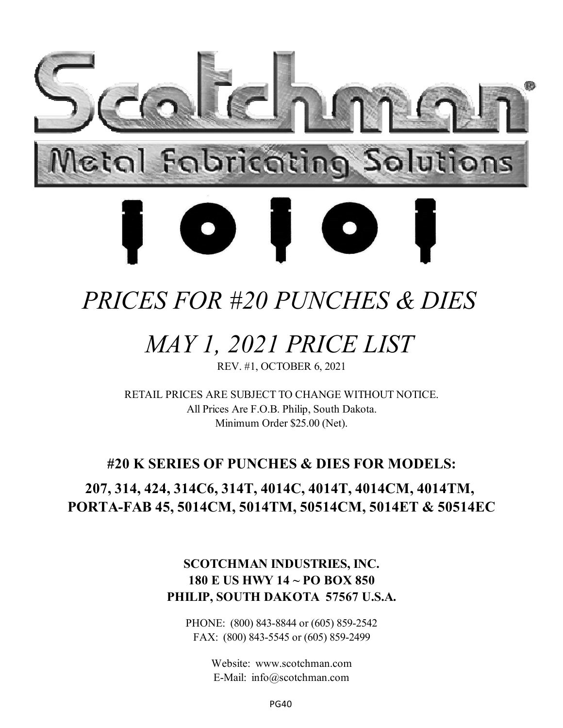# Scotchman

## Metal Fabricating Solutions

# *PRICES FOR #20 PUNCHES & DIES*

# *MAY 1, 2021 PRICE LIST*

REV. #1, OCTOBER 6, 2021

RETAIL PRICES ARE SUBJECT TO CHANGE WITHOUT NOTICE.
All Prices Are F.O.B. Philip, South Dakota.
Minimum Order $25.00 (Net).

### #20 K SERIES OF PUNCHES & DIES FOR MODELS:

### 207, 314, 424, 314C6, 314T, 4014C, 4014T, 4014CM, 4014TM, PORTA-FAB 45, 5014CM, 5014TM, 50514CM, 5014ET & 50514EC

**SCOTCHMAN INDUSTRIES, INC.**
**180 E US HWY 14 ~ PO BOX 850**
**PHILIP, SOUTH DAKOTA 57567 U.S.A.**

PHONE: (800) 843-8844 or (605) 859-2542
FAX: (800) 843-5545 or (605) 859-2499

Website: www.scotchman.com
E-Mail: info@scotchman.com

PG40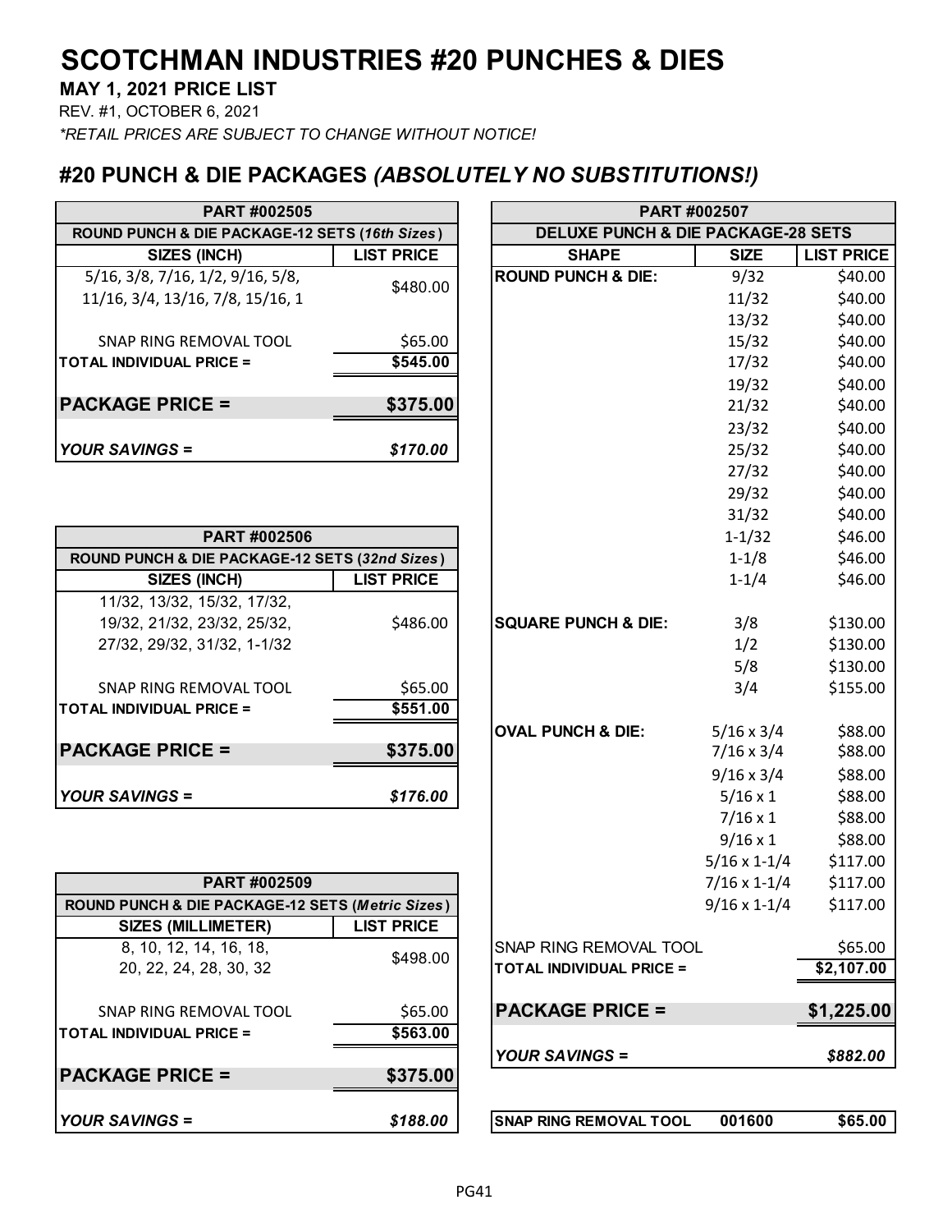# SCOTCHMAN INDUSTRIES #20 PUNCHES & DIES

**MAY 1, 2021 PRICE LIST**

REV. #1, OCTOBER 6, 2021

*\*RETAIL PRICES ARE SUBJECT TO CHANGE WITHOUT NOTICE!*

## #20 PUNCH & DIE PACKAGES *(ABSOLUTELY NO SUBSTITUTIONS!)*

| PART #002505 | |
|---|---|
| **ROUND PUNCH & DIE PACKAGE-12 SETS (*16th Sizes*)** | |
| **SIZES (INCH)** | **LIST PRICE** |
| 5/16, 3/8, 7/16, 1/2, 9/16, 5/8, 11/16, 3/4, 13/16, 7/8, 15/16, 1 | $480.00 |
| SNAP RING REMOVAL TOOL | $65.00 |
| **TOTAL INDIVIDUAL PRICE =** | **$545.00** |
| **PACKAGE PRICE =** | **$375.00** |
| ***YOUR SAVINGS =*** | ***$170.00*** |

| PART #002506 | |
|---|---|
| **ROUND PUNCH & DIE PACKAGE-12 SETS (*32nd Sizes*)** | |
| **SIZES (INCH)** | **LIST PRICE** |
| 11/32, 13/32, 15/32, 17/32, 19/32, 21/32, 23/32, 25/32, 27/32, 29/32, 31/32, 1-1/32 | $486.00 |
| SNAP RING REMOVAL TOOL | $65.00 |
| **TOTAL INDIVIDUAL PRICE =** | **$551.00** |
| **PACKAGE PRICE =** | **$375.00** |
| ***YOUR SAVINGS =*** | ***$176.00*** |

| PART #002509 | |
|---|---|
| **ROUND PUNCH & DIE PACKAGE-12 SETS (*Metric Sizes*)** | |
| **SIZES (MILLIMETER)** | **LIST PRICE** |
| 8, 10, 12, 14, 16, 18, 20, 22, 24, 28, 30, 32 | $498.00 |
| SNAP RING REMOVAL TOOL | $65.00 |
| **TOTAL INDIVIDUAL PRICE =** | **$563.00** |
| **PACKAGE PRICE =** | **$375.00** |
| ***YOUR SAVINGS =*** | ***$188.00*** |

| PART #002507 | | |
|---|---|---|
| **DELUXE PUNCH & DIE PACKAGE-28 SETS** | | |
| **SHAPE** | **SIZE** | **LIST PRICE** |
| **ROUND PUNCH & DIE:** | 9/32 | $40.00 |
| | 11/32 | $40.00 |
| | 13/32 | $40.00 |
| | 15/32 | $40.00 |
| | 17/32 | $40.00 |
| | 19/32 | $40.00 |
| | 21/32 | $40.00 |
| | 23/32 | $40.00 |
| | 25/32 | $40.00 |
| | 27/32 | $40.00 |
| | 29/32 | $40.00 |
| | 31/32 | $40.00 |
| | 1-1/32 | $46.00 |
| | 1-1/8 | $46.00 |
| | 1-1/4 | $46.00 |
| **SQUARE PUNCH & DIE:** | 3/8 | $130.00 |
| | 1/2 | $130.00 |
| | 5/8 | $130.00 |
| | 3/4 | $155.00 |
| **OVAL PUNCH & DIE:** | 5/16 x 3/4 | $88.00 |
| | 7/16 x 3/4 | $88.00 |
| | 9/16 x 3/4 | $88.00 |
| | 5/16 x 1 | $88.00 |
| | 7/16 x 1 | $88.00 |
| | 9/16 x 1 | $88.00 |
| | 5/16 x 1-1/4 | $117.00 |
| | 7/16 x 1-1/4 | $117.00 |
| | 9/16 x 1-1/4 | $117.00 |
| SNAP RING REMOVAL TOOL | | $65.00 |
| **TOTAL INDIVIDUAL PRICE =** | | **$2,107.00** |
| **PACKAGE PRICE =** | | **$1,225.00** |
| ***YOUR SAVINGS =*** | | ***$882.00*** |

| **SNAP RING REMOVAL TOOL** | **001600** | **$65.00** |
|---|---|---|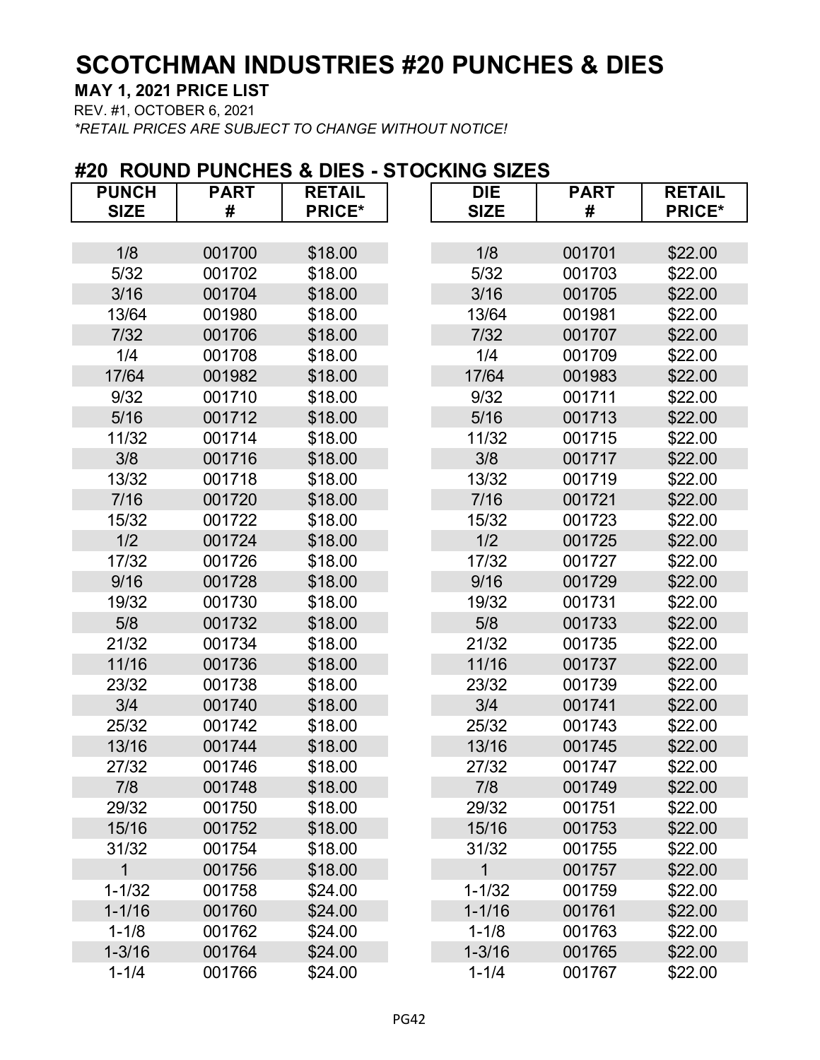# SCOTCHMAN INDUSTRIES #20 PUNCHES & DIES

**MAY 1, 2021 PRICE LIST**

REV. #1, OCTOBER 6, 2021

*\*RETAIL PRICES ARE SUBJECT TO CHANGE WITHOUT NOTICE!*

## #20 ROUND PUNCHES & DIES - STOCKING SIZES

| PUNCH SIZE | PART # | RETAIL PRICE* |
|---|---|---|
| 1/8 | 001700 | $18.00 |
| 5/32 | 001702 | $18.00 |
| 3/16 | 001704 | $18.00 |
| 13/64 | 001980 | $18.00 |
| 7/32 | 001706 | $18.00 |
| 1/4 | 001708 | $18.00 |
| 17/64 | 001982 | $18.00 |
| 9/32 | 001710 | $18.00 |
| 5/16 | 001712 | $18.00 |
| 11/32 | 001714 | $18.00 |
| 3/8 | 001716 | $18.00 |
| 13/32 | 001718 | $18.00 |
| 7/16 | 001720 | $18.00 |
| 15/32 | 001722 | $18.00 |
| 1/2 | 001724 | $18.00 |
| 17/32 | 001726 | $18.00 |
| 9/16 | 001728 | $18.00 |
| 19/32 | 001730 | $18.00 |
| 5/8 | 001732 | $18.00 |
| 21/32 | 001734 | $18.00 |
| 11/16 | 001736 | $18.00 |
| 23/32 | 001738 | $18.00 |
| 3/4 | 001740 | $18.00 |
| 25/32 | 001742 | $18.00 |
| 13/16 | 001744 | $18.00 |
| 27/32 | 001746 | $18.00 |
| 7/8 | 001748 | $18.00 |
| 29/32 | 001750 | $18.00 |
| 15/16 | 001752 | $18.00 |
| 31/32 | 001754 | $18.00 |
| 1 | 001756 | $18.00 |
| 1-1/32 | 001758 | $24.00 |
| 1-1/16 | 001760 | $24.00 |
| 1-1/8 | 001762 | $24.00 |
| 1-3/16 | 001764 | $24.00 |
| 1-1/4 | 001766 | $24.00 |

| DIE SIZE | PART # | RETAIL PRICE* |
|---|---|---|
| 1/8 | 001701 | $22.00 |
| 5/32 | 001703 | $22.00 |
| 3/16 | 001705 | $22.00 |
| 13/64 | 001981 | $22.00 |
| 7/32 | 001707 | $22.00 |
| 1/4 | 001709 | $22.00 |
| 17/64 | 001983 | $22.00 |
| 9/32 | 001711 | $22.00 |
| 5/16 | 001713 | $22.00 |
| 11/32 | 001715 | $22.00 |
| 3/8 | 001717 | $22.00 |
| 13/32 | 001719 | $22.00 |
| 7/16 | 001721 | $22.00 |
| 15/32 | 001723 | $22.00 |
| 1/2 | 001725 | $22.00 |
| 17/32 | 001727 | $22.00 |
| 9/16 | 001729 | $22.00 |
| 19/32 | 001731 | $22.00 |
| 5/8 | 001733 | $22.00 |
| 21/32 | 001735 | $22.00 |
| 11/16 | 001737 | $22.00 |
| 23/32 | 001739 | $22.00 |
| 3/4 | 001741 | $22.00 |
| 25/32 | 001743 | $22.00 |
| 13/16 | 001745 | $22.00 |
| 27/32 | 001747 | $22.00 |
| 7/8 | 001749 | $22.00 |
| 29/32 | 001751 | $22.00 |
| 15/16 | 001753 | $22.00 |
| 31/32 | 001755 | $22.00 |
| 1 | 001757 | $22.00 |
| 1-1/32 | 001759 | $22.00 |
| 1-1/16 | 001761 | $22.00 |
| 1-1/8 | 001763 | $22.00 |
| 1-3/16 | 001765 | $22.00 |
| 1-1/4 | 001767 | $22.00 |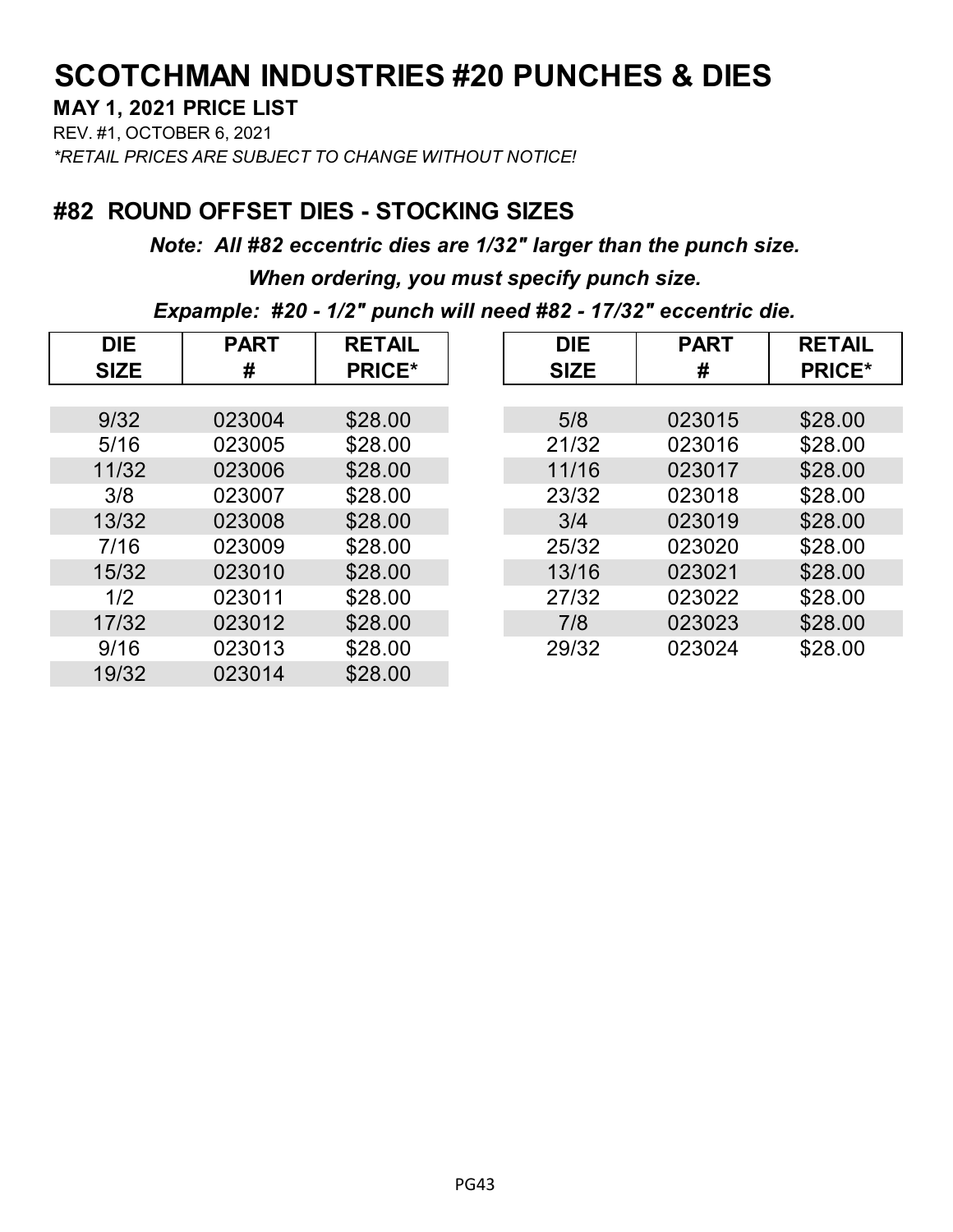# SCOTCHMAN INDUSTRIES #20 PUNCHES & DIES

**MAY 1, 2021 PRICE LIST**

REV. #1, OCTOBER 6, 2021

*\*RETAIL PRICES ARE SUBJECT TO CHANGE WITHOUT NOTICE!*

## #82 ROUND OFFSET DIES - STOCKING SIZES

***Note: All #82 eccentric dies are 1/32" larger than the punch size.***

***When ordering, you must specify punch size.***

***Expample: #20 - 1/2" punch will need #82 - 17/32" eccentric die.***

| DIE SIZE | PART # | RETAIL PRICE* |
|---|---|---|
| 9/32 | 023004 | $28.00 |
| 5/16 | 023005 | $28.00 |
| 11/32 | 023006 | $28.00 |
| 3/8 | 023007 | $28.00 |
| 13/32 | 023008 | $28.00 |
| 7/16 | 023009 | $28.00 |
| 15/32 | 023010 | $28.00 |
| 1/2 | 023011 | $28.00 |
| 17/32 | 023012 | $28.00 |
| 9/16 | 023013 | $28.00 |
| 19/32 | 023014 | $28.00 |
| 5/8 | 023015 | $28.00 |
| 21/32 | 023016 | $28.00 |
| 11/16 | 023017 | $28.00 |
| 23/32 | 023018 | $28.00 |
| 3/4 | 023019 | $28.00 |
| 25/32 | 023020 | $28.00 |
| 13/16 | 023021 | $28.00 |
| 27/32 | 023022 | $28.00 |
| 7/8 | 023023 | $28.00 |
| 29/32 | 023024 | $28.00 |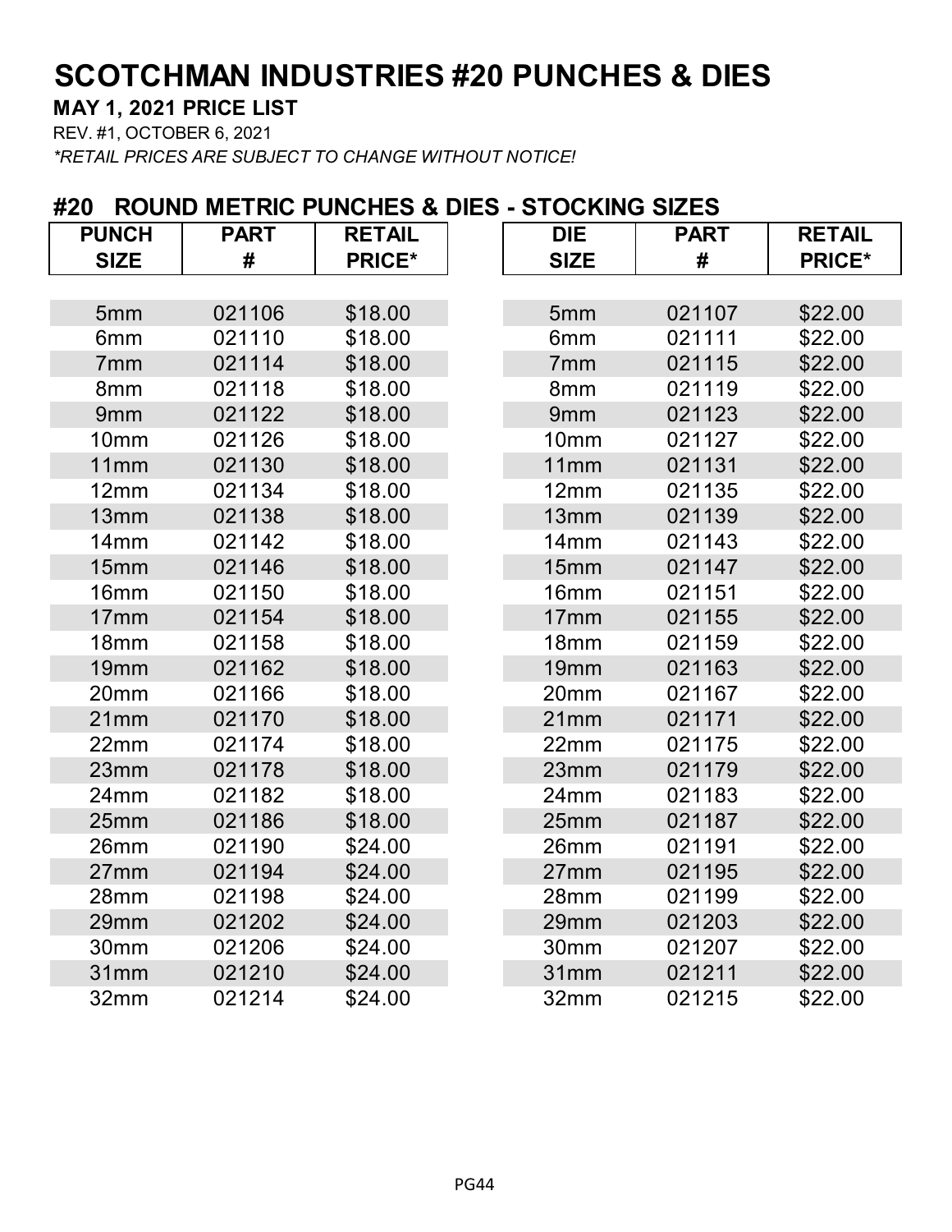# SCOTCHMAN INDUSTRIES #20 PUNCHES & DIES

**MAY 1, 2021 PRICE LIST**

REV. #1, OCTOBER 6, 2021

*\*RETAIL PRICES ARE SUBJECT TO CHANGE WITHOUT NOTICE!*

## #20 ROUND METRIC PUNCHES & DIES - STOCKING SIZES

| PUNCH SIZE | PART # | RETAIL PRICE* |
|---|---|---|
| 5mm | 021106 | $18.00 |
| 6mm | 021110 | $18.00 |
| 7mm | 021114 | $18.00 |
| 8mm | 021118 | $18.00 |
| 9mm | 021122 | $18.00 |
| 10mm | 021126 | $18.00 |
| 11mm | 021130 | $18.00 |
| 12mm | 021134 | $18.00 |
| 13mm | 021138 | $18.00 |
| 14mm | 021142 | $18.00 |
| 15mm | 021146 | $18.00 |
| 16mm | 021150 | $18.00 |
| 17mm | 021154 | $18.00 |
| 18mm | 021158 | $18.00 |
| 19mm | 021162 | $18.00 |
| 20mm | 021166 | $18.00 |
| 21mm | 021170 | $18.00 |
| 22mm | 021174 | $18.00 |
| 23mm | 021178 | $18.00 |
| 24mm | 021182 | $18.00 |
| 25mm | 021186 | $18.00 |
| 26mm | 021190 | $24.00 |
| 27mm | 021194 | $24.00 |
| 28mm | 021198 | $24.00 |
| 29mm | 021202 | $24.00 |
| 30mm | 021206 | $24.00 |
| 31mm | 021210 | $24.00 |
| 32mm | 021214 | $24.00 |

| DIE SIZE | PART # | RETAIL PRICE* |
|---|---|---|
| 5mm | 021107 | $22.00 |
| 6mm | 021111 | $22.00 |
| 7mm | 021115 | $22.00 |
| 8mm | 021119 | $22.00 |
| 9mm | 021123 | $22.00 |
| 10mm | 021127 | $22.00 |
| 11mm | 021131 | $22.00 |
| 12mm | 021135 | $22.00 |
| 13mm | 021139 | $22.00 |
| 14mm | 021143 | $22.00 |
| 15mm | 021147 | $22.00 |
| 16mm | 021151 | $22.00 |
| 17mm | 021155 | $22.00 |
| 18mm | 021159 | $22.00 |
| 19mm | 021163 | $22.00 |
| 20mm | 021167 | $22.00 |
| 21mm | 021171 | $22.00 |
| 22mm | 021175 | $22.00 |
| 23mm | 021179 | $22.00 |
| 24mm | 021183 | $22.00 |
| 25mm | 021187 | $22.00 |
| 26mm | 021191 | $22.00 |
| 27mm | 021195 | $22.00 |
| 28mm | 021199 | $22.00 |
| 29mm | 021203 | $22.00 |
| 30mm | 021207 | $22.00 |
| 31mm | 021211 | $22.00 |
| 32mm | 021215 | $22.00 |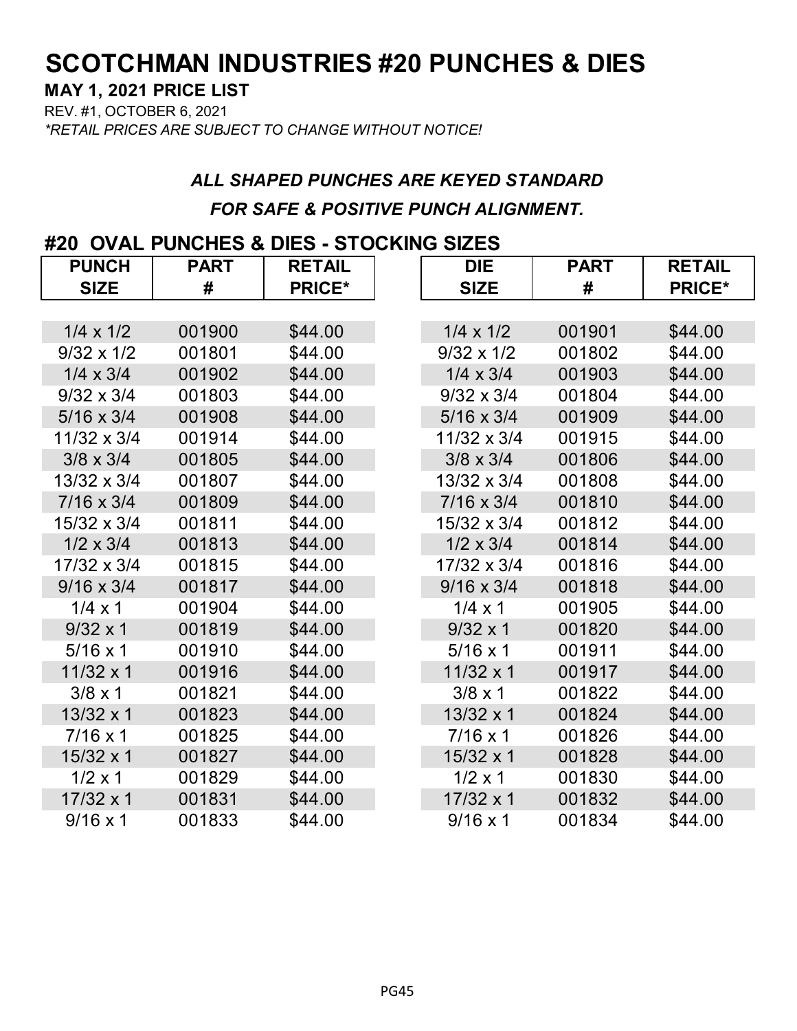# SCOTCHMAN INDUSTRIES #20 PUNCHES & DIES

**MAY 1, 2021 PRICE LIST**

REV. #1, OCTOBER 6, 2021

*\*RETAIL PRICES ARE SUBJECT TO CHANGE WITHOUT NOTICE!*

***ALL SHAPED PUNCHES ARE KEYED STANDARD***

***FOR SAFE & POSITIVE PUNCH ALIGNMENT.***

## #20 OVAL PUNCHES & DIES - STOCKING SIZES

| PUNCH SIZE | PART # | RETAIL PRICE* | DIE SIZE | PART # | RETAIL PRICE* |
|---|---|---|---|---|---|
| 1/4 x 1/2 | 001900 | $44.00 | 1/4 x 1/2 | 001901 | $44.00 |
| 9/32 x 1/2 | 001801 | $44.00 | 9/32 x 1/2 | 001802 | $44.00 |
| 1/4 x 3/4 | 001902 | $44.00 | 1/4 x 3/4 | 001903 | $44.00 |
| 9/32 x 3/4 | 001803 | $44.00 | 9/32 x 3/4 | 001804 | $44.00 |
| 5/16 x 3/4 | 001908 | $44.00 | 5/16 x 3/4 | 001909 | $44.00 |
| 11/32 x 3/4 | 001914 | $44.00 | 11/32 x 3/4 | 001915 | $44.00 |
| 3/8 x 3/4 | 001805 | $44.00 | 3/8 x 3/4 | 001806 | $44.00 |
| 13/32 x 3/4 | 001807 | $44.00 | 13/32 x 3/4 | 001808 | $44.00 |
| 7/16 x 3/4 | 001809 | $44.00 | 7/16 x 3/4 | 001810 | $44.00 |
| 15/32 x 3/4 | 001811 | $44.00 | 15/32 x 3/4 | 001812 | $44.00 |
| 1/2 x 3/4 | 001813 | $44.00 | 1/2 x 3/4 | 001814 | $44.00 |
| 17/32 x 3/4 | 001815 | $44.00 | 17/32 x 3/4 | 001816 | $44.00 |
| 9/16 x 3/4 | 001817 | $44.00 | 9/16 x 3/4 | 001818 | $44.00 |
| 1/4 x 1 | 001904 | $44.00 | 1/4 x 1 | 001905 | $44.00 |
| 9/32 x 1 | 001819 | $44.00 | 9/32 x 1 | 001820 | $44.00 |
| 5/16 x 1 | 001910 | $44.00 | 5/16 x 1 | 001911 | $44.00 |
| 11/32 x 1 | 001916 | $44.00 | 11/32 x 1 | 001917 | $44.00 |
| 3/8 x 1 | 001821 | $44.00 | 3/8 x 1 | 001822 | $44.00 |
| 13/32 x 1 | 001823 | $44.00 | 13/32 x 1 | 001824 | $44.00 |
| 7/16 x 1 | 001825 | $44.00 | 7/16 x 1 | 001826 | $44.00 |
| 15/32 x 1 | 001827 | $44.00 | 15/32 x 1 | 001828 | $44.00 |
| 1/2 x 1 | 001829 | $44.00 | 1/2 x 1 | 001830 | $44.00 |
| 17/32 x 1 | 001831 | $44.00 | 17/32 x 1 | 001832 | $44.00 |
| 9/16 x 1 | 001833 | $44.00 | 9/16 x 1 | 001834 | $44.00 |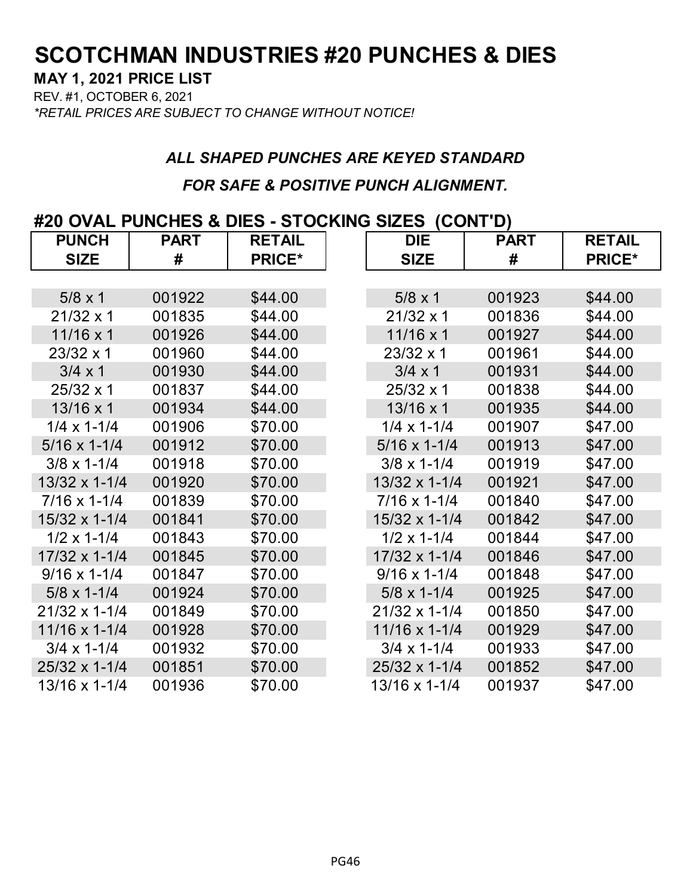# SCOTCHMAN INDUSTRIES #20 PUNCHES & DIES

**MAY 1, 2021 PRICE LIST**

REV. #1, OCTOBER 6, 2021

*\*RETAIL PRICES ARE SUBJECT TO CHANGE WITHOUT NOTICE!*

***ALL SHAPED PUNCHES ARE KEYED STANDARD***

***FOR SAFE & POSITIVE PUNCH ALIGNMENT.***

## #20 OVAL PUNCHES & DIES - STOCKING SIZES (CONT'D)

| PUNCH SIZE | PART # | RETAIL PRICE* | DIE SIZE | PART # | RETAIL PRICE* |
|---|---|---|---|---|---|
| 5/8 x 1 | 001922 | $44.00 | 5/8 x 1 | 001923 | $44.00 |
| 21/32 x 1 | 001835 | $44.00 | 21/32 x 1 | 001836 | $44.00 |
| 11/16 x 1 | 001926 | $44.00 | 11/16 x 1 | 001927 | $44.00 |
| 23/32 x 1 | 001960 | $44.00 | 23/32 x 1 | 001961 | $44.00 |
| 3/4 x 1 | 001930 | $44.00 | 3/4 x 1 | 001931 | $44.00 |
| 25/32 x 1 | 001837 | $44.00 | 25/32 x 1 | 001838 | $44.00 |
| 13/16 x 1 | 001934 | $44.00 | 13/16 x 1 | 001935 | $44.00 |
| 1/4 x 1-1/4 | 001906 | $70.00 | 1/4 x 1-1/4 | 001907 | $47.00 |
| 5/16 x 1-1/4 | 001912 | $70.00 | 5/16 x 1-1/4 | 001913 | $47.00 |
| 3/8 x 1-1/4 | 001918 | $70.00 | 3/8 x 1-1/4 | 001919 | $47.00 |
| 13/32 x 1-1/4 | 001920 | $70.00 | 13/32 x 1-1/4 | 001921 | $47.00 |
| 7/16 x 1-1/4 | 001839 | $70.00 | 7/16 x 1-1/4 | 001840 | $47.00 |
| 15/32 x 1-1/4 | 001841 | $70.00 | 15/32 x 1-1/4 | 001842 | $47.00 |
| 1/2 x 1-1/4 | 001843 | $70.00 | 1/2 x 1-1/4 | 001844 | $47.00 |
| 17/32 x 1-1/4 | 001845 | $70.00 | 17/32 x 1-1/4 | 001846 | $47.00 |
| 9/16 x 1-1/4 | 001847 | $70.00 | 9/16 x 1-1/4 | 001848 | $47.00 |
| 5/8 x 1-1/4 | 001924 | $70.00 | 5/8 x 1-1/4 | 001925 | $47.00 |
| 21/32 x 1-1/4 | 001849 | $70.00 | 21/32 x 1-1/4 | 001850 | $47.00 |
| 11/16 x 1-1/4 | 001928 | $70.00 | 11/16 x 1-1/4 | 001929 | $47.00 |
| 3/4 x 1-1/4 | 001932 | $70.00 | 3/4 x 1-1/4 | 001933 | $47.00 |
| 25/32 x 1-1/4 | 001851 | $70.00 | 25/32 x 1-1/4 | 001852 | $47.00 |
| 13/16 x 1-1/4 | 001936 | $70.00 | 13/16 x 1-1/4 | 001937 | $47.00 |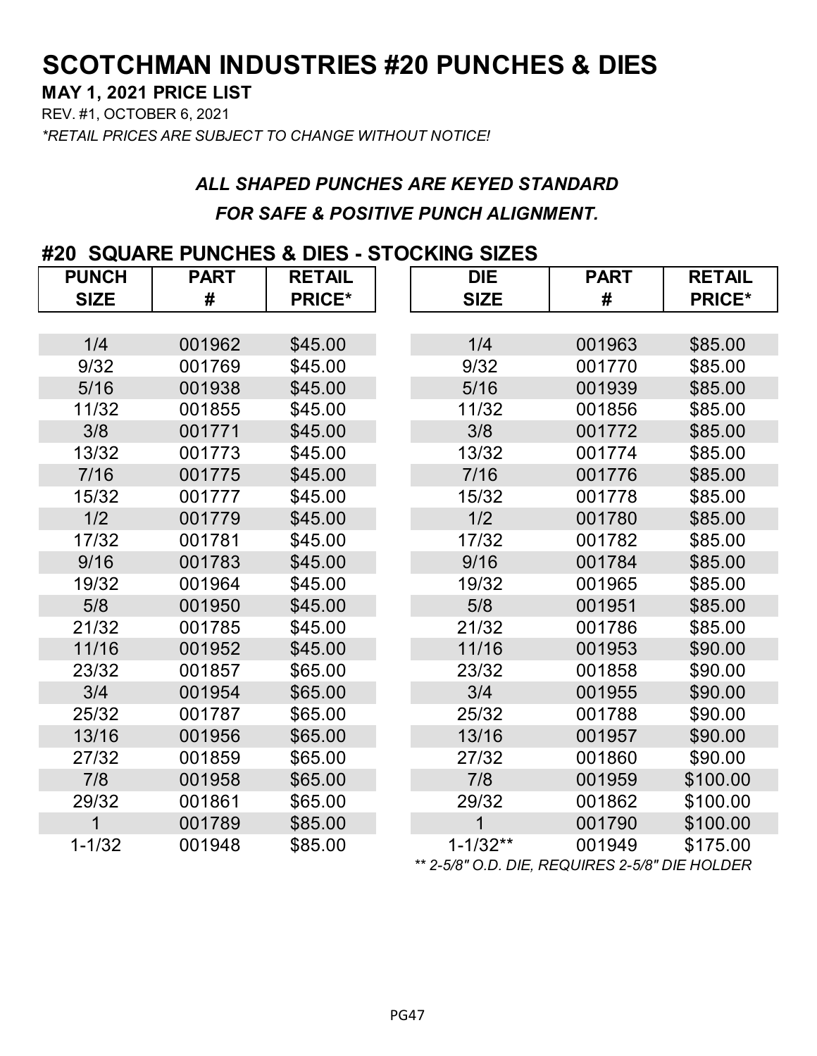# SCOTCHMAN INDUSTRIES #20 PUNCHES & DIES

**MAY 1, 2021 PRICE LIST**

REV. #1, OCTOBER 6, 2021

*\*RETAIL PRICES ARE SUBJECT TO CHANGE WITHOUT NOTICE!*

***ALL SHAPED PUNCHES ARE KEYED STANDARD***

***FOR SAFE & POSITIVE PUNCH ALIGNMENT.***

## #20 SQUARE PUNCHES & DIES - STOCKING SIZES

| PUNCH SIZE | PART # | RETAIL PRICE* | DIE SIZE | PART # | RETAIL PRICE* |
|---|---|---|---|---|---|
| 1/4 | 001962 | $45.00 | 1/4 | 001963 | $85.00 |
| 9/32 | 001769 | $45.00 | 9/32 | 001770 | $85.00 |
| 5/16 | 001938 | $45.00 | 5/16 | 001939 | $85.00 |
| 11/32 | 001855 | $45.00 | 11/32 | 001856 | $85.00 |
| 3/8 | 001771 | $45.00 | 3/8 | 001772 | $85.00 |
| 13/32 | 001773 | $45.00 | 13/32 | 001774 | $85.00 |
| 7/16 | 001775 | $45.00 | 7/16 | 001776 | $85.00 |
| 15/32 | 001777 | $45.00 | 15/32 | 001778 | $85.00 |
| 1/2 | 001779 | $45.00 | 1/2 | 001780 | $85.00 |
| 17/32 | 001781 | $45.00 | 17/32 | 001782 | $85.00 |
| 9/16 | 001783 | $45.00 | 9/16 | 001784 | $85.00 |
| 19/32 | 001964 | $45.00 | 19/32 | 001965 | $85.00 |
| 5/8 | 001950 | $45.00 | 5/8 | 001951 | $85.00 |
| 21/32 | 001785 | $45.00 | 21/32 | 001786 | $85.00 |
| 11/16 | 001952 | $45.00 | 11/16 | 001953 | $90.00 |
| 23/32 | 001857 | $65.00 | 23/32 | 001858 | $90.00 |
| 3/4 | 001954 | $65.00 | 3/4 | 001955 | $90.00 |
| 25/32 | 001787 | $65.00 | 25/32 | 001788 | $90.00 |
| 13/16 | 001956 | $65.00 | 13/16 | 001957 | $90.00 |
| 27/32 | 001859 | $65.00 | 27/32 | 001860 | $90.00 |
| 7/8 | 001958 | $65.00 | 7/8 | 001959 | $100.00 |
| 29/32 | 001861 | $65.00 | 29/32 | 001862 | $100.00 |
| 1 | 001789 | $85.00 | 1 | 001790 | $100.00 |
| 1-1/32 | 001948 | $85.00 | 1-1/32** | 001949 | $175.00 |

*\*\* 2-5/8" O.D. DIE, REQUIRES 2-5/8" DIE HOLDER*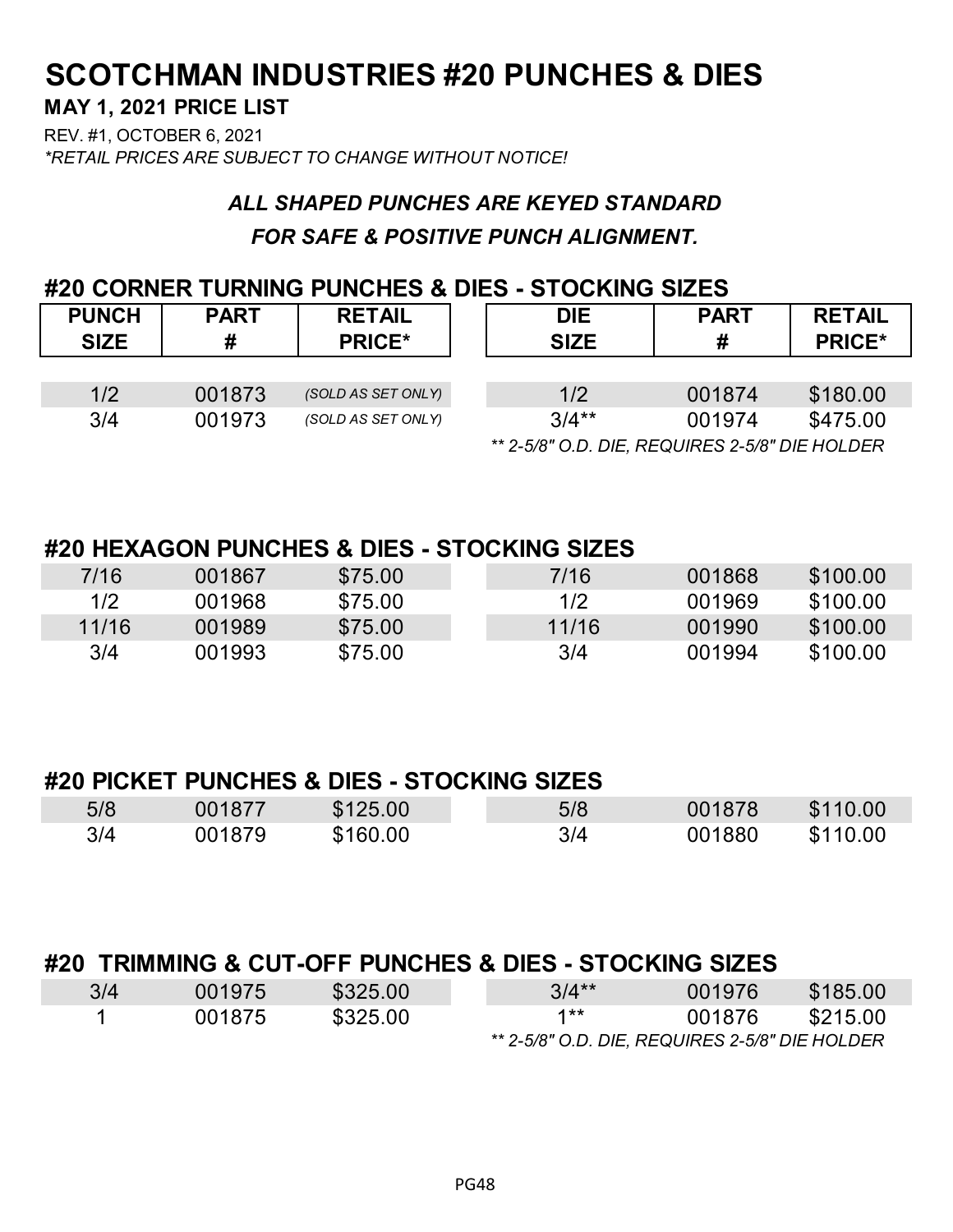# SCOTCHMAN INDUSTRIES #20 PUNCHES & DIES

**MAY 1, 2021 PRICE LIST**

REV. #1, OCTOBER 6, 2021

*\*RETAIL PRICES ARE SUBJECT TO CHANGE WITHOUT NOTICE!*

***ALL SHAPED PUNCHES ARE KEYED STANDARD FOR SAFE & POSITIVE PUNCH ALIGNMENT.***

## #20 CORNER TURNING PUNCHES & DIES - STOCKING SIZES

| PUNCH SIZE | PART # | RETAIL PRICE* | DIE SIZE | PART # | RETAIL PRICE* |
|---|---|---|---|---|---|
| 1/2 | 001873 | *(SOLD AS SET ONLY)* | 1/2 | 001874 | $180.00 |
| 3/4 | 001973 | *(SOLD AS SET ONLY)* | 3/4** | 001974 | $475.00 |

*** 2-5/8" O.D. DIE, REQUIRES 2-5/8" DIE HOLDER*

## #20 HEXAGON PUNCHES & DIES - STOCKING SIZES

| PUNCH SIZE | PART # | RETAIL PRICE* | DIE SIZE | PART # | RETAIL PRICE* |
|---|---|---|---|---|---|
| 7/16 | 001867 | $75.00 | 7/16 | 001868 | $100.00 |
| 1/2 | 001968 | $75.00 | 1/2 | 001969 | $100.00 |
| 11/16 | 001989 | $75.00 | 11/16 | 001990 | $100.00 |
| 3/4 | 001993 | $75.00 | 3/4 | 001994 | $100.00 |

## #20 PICKET PUNCHES & DIES - STOCKING SIZES

| PUNCH SIZE | PART # | RETAIL PRICE* | DIE SIZE | PART # | RETAIL PRICE* |
|---|---|---|---|---|---|
| 5/8 | 001877 | $125.00 | 5/8 | 001878 | $110.00 |
| 3/4 | 001879 | $160.00 | 3/4 | 001880 | $110.00 |

## #20 TRIMMING & CUT-OFF PUNCHES & DIES - STOCKING SIZES

| PUNCH SIZE | PART # | RETAIL PRICE* | DIE SIZE | PART # | RETAIL PRICE* |
|---|---|---|---|---|---|
| 3/4 | 001975 | $325.00 | 3/4** | 001976 | $185.00 |
| 1 | 001875 | $325.00 | 1** | 001876 | $215.00 |

*** 2-5/8" O.D. DIE, REQUIRES 2-5/8" DIE HOLDER*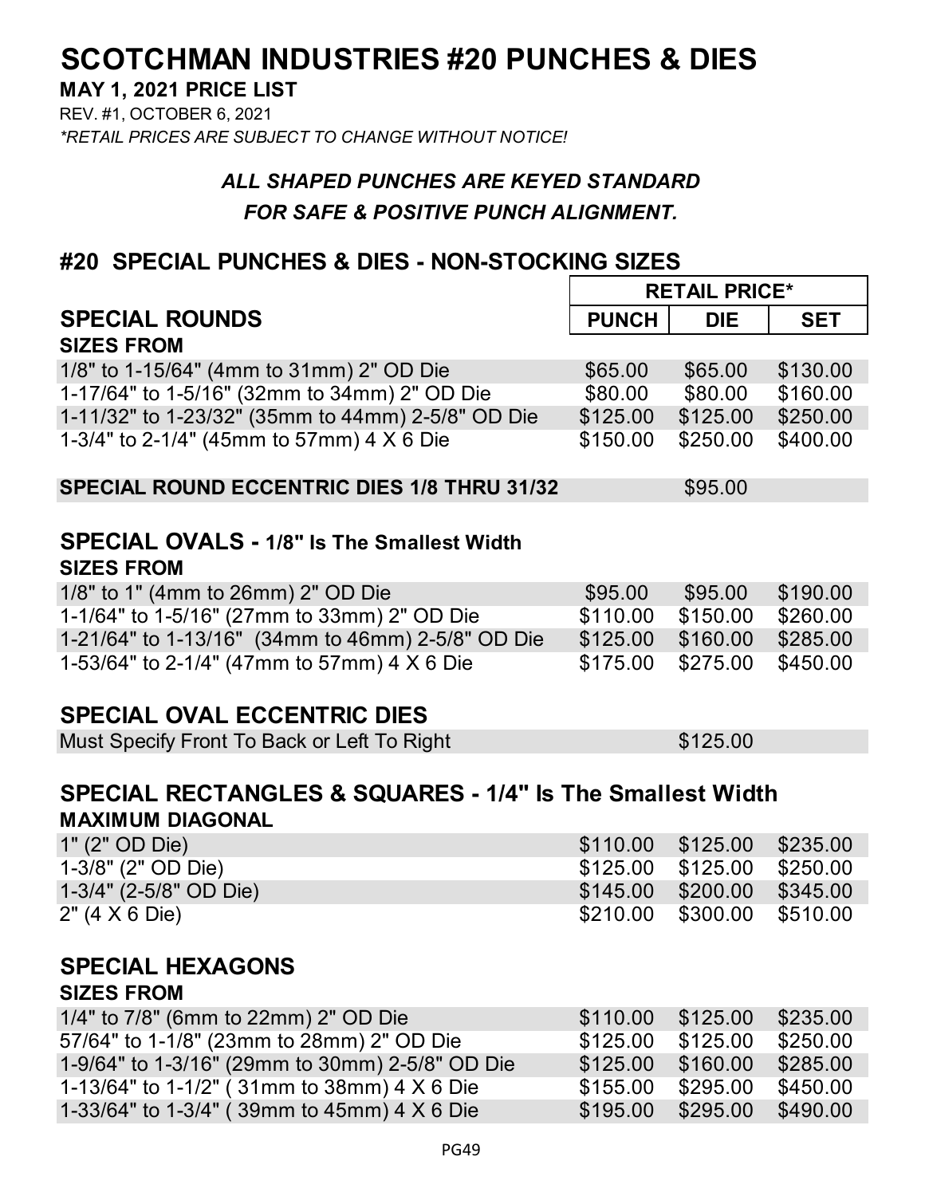# SCOTCHMAN INDUSTRIES #20 PUNCHES & DIES

**MAY 1, 2021 PRICE LIST**

REV. #1, OCTOBER 6, 2021

*\*RETAIL PRICES ARE SUBJECT TO CHANGE WITHOUT NOTICE!*

***ALL SHAPED PUNCHES ARE KEYED STANDARD***
***FOR SAFE & POSITIVE PUNCH ALIGNMENT.***

## #20 SPECIAL PUNCHES & DIES - NON-STOCKING SIZES

| | RETAIL PRICE* | | |
|---|---|---|---|
| **SPECIAL ROUNDS** | **PUNCH** | **DIE** | **SET** |
| **SIZES FROM** | | | |
| 1/8" to 1-15/64" (4mm to 31mm) 2" OD Die | $65.00 | $65.00 | $130.00 |
| 1-17/64" to 1-5/16" (32mm to 34mm) 2" OD Die | $80.00 | $80.00 | $160.00 |
| 1-11/32" to 1-23/32" (35mm to 44mm) 2-5/8" OD Die | $125.00 | $125.00 | $250.00 |
| 1-3/4" to 2-1/4" (45mm to 57mm) 4 X 6 Die | $150.00 | $250.00 | $400.00 |
| **SPECIAL ROUND ECCENTRIC DIES 1/8 THRU 31/32** | | $95.00 | |

### SPECIAL OVALS - 1/8" Is The Smallest Width

| SIZES FROM | PUNCH | DIE | SET |
|---|---|---|---|
| 1/8" to 1" (4mm to 26mm) 2" OD Die | $95.00 | $95.00 | $190.00 |
| 1-1/64" to 1-5/16" (27mm to 33mm) 2" OD Die | $110.00 | $150.00 | $260.00 |
| 1-21/64" to 1-13/16" (34mm to 46mm) 2-5/8" OD Die | $125.00 | $160.00 | $285.00 |
| 1-53/64" to 2-1/4" (47mm to 57mm) 4 X 6 Die | $175.00 | $275.00 | $450.00 |

### SPECIAL OVAL ECCENTRIC DIES

| | PUNCH | DIE | SET |
|---|---|---|---|
| Must Specify Front To Back or Left To Right | | $125.00 | |

### SPECIAL RECTANGLES & SQUARES - 1/4" Is The Smallest Width

| MAXIMUM DIAGONAL | PUNCH | DIE | SET |
|---|---|---|---|
| 1" (2" OD Die) | $110.00 | $125.00 | $235.00 |
| 1-3/8" (2" OD Die) | $125.00 | $125.00 | $250.00 |
| 1-3/4" (2-5/8" OD Die) | $145.00 | $200.00 | $345.00 |
| 2" (4 X 6 Die) | $210.00 | $300.00 | $510.00 |

### SPECIAL HEXAGONS

| SIZES FROM | PUNCH | DIE | SET |
|---|---|---|---|
| 1/4" to 7/8" (6mm to 22mm) 2" OD Die | $110.00 | $125.00 | $235.00 |
| 57/64" to 1-1/8" (23mm to 28mm) 2" OD Die | $125.00 | $125.00 | $250.00 |
| 1-9/64" to 1-3/16" (29mm to 30mm) 2-5/8" OD Die | $125.00 | $160.00 | $285.00 |
| 1-13/64" to 1-1/2" ( 31mm to 38mm) 4 X 6 Die | $155.00 | $295.00 | $450.00 |
| 1-33/64" to 1-3/4" ( 39mm to 45mm) 4 X 6 Die | $195.00 | $295.00 | $490.00 |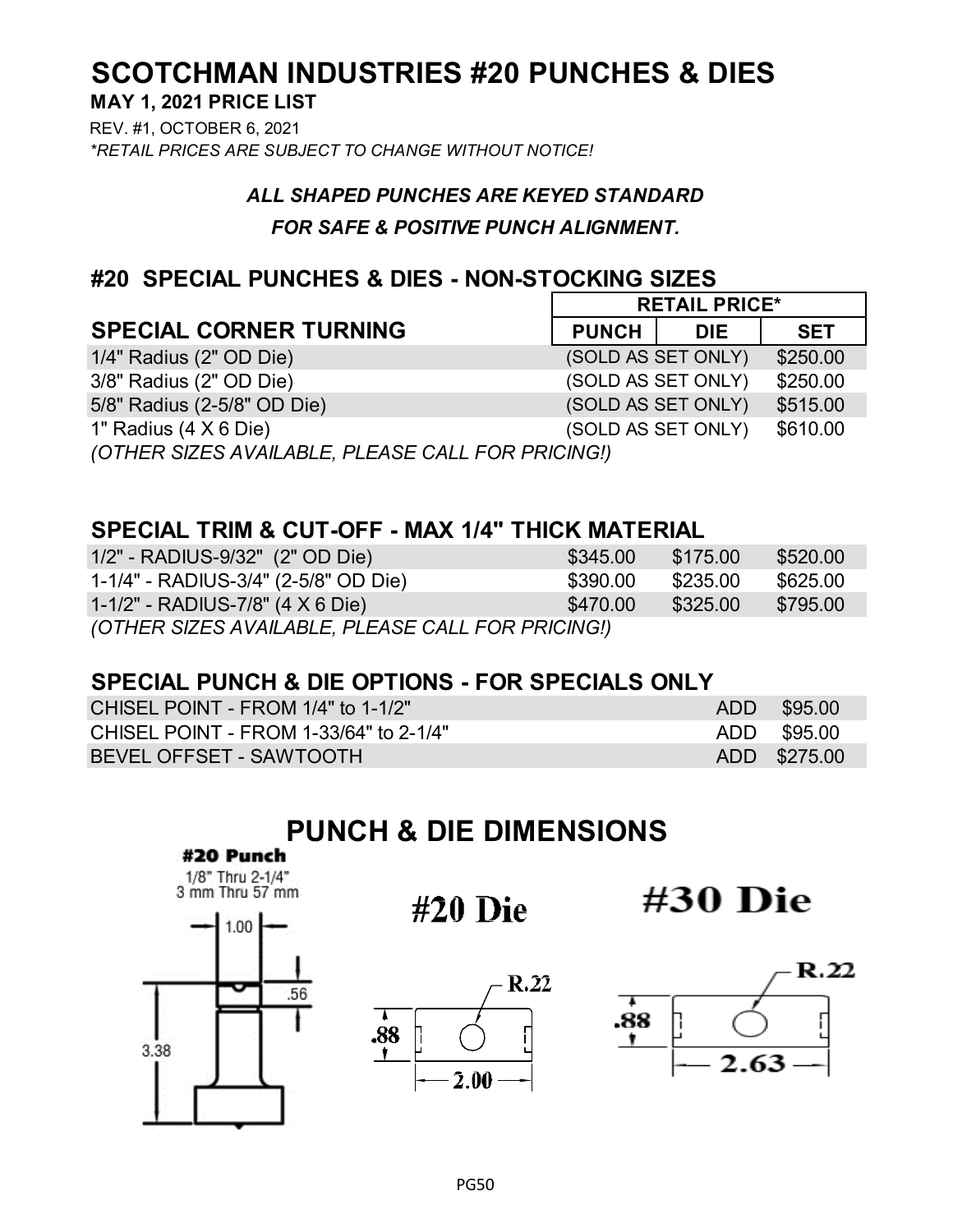# SCOTCHMAN INDUSTRIES #20 PUNCHES & DIES

**MAY 1, 2021 PRICE LIST**

REV. #1, OCTOBER 6, 2021

*\*RETAIL PRICES ARE SUBJECT TO CHANGE WITHOUT NOTICE!*

***ALL SHAPED PUNCHES ARE KEYED STANDARD***

***FOR SAFE & POSITIVE PUNCH ALIGNMENT.***

## #20 SPECIAL PUNCHES & DIES - NON-STOCKING SIZES

| | RETAIL PRICE* | | |
|---|---|---|---|
| **SPECIAL CORNER TURNING** | **PUNCH** | **DIE** | **SET** |
| 1/4" Radius (2" OD Die) | (SOLD AS SET ONLY) | | $250.00 |
| 3/8" Radius (2" OD Die) | (SOLD AS SET ONLY) | | $250.00 |
| 5/8" Radius (2-5/8" OD Die) | (SOLD AS SET ONLY) | | $515.00 |
| 1" Radius (4 X 6 Die) | (SOLD AS SET ONLY) | | $610.00 |

*(OTHER SIZES AVAILABLE, PLEASE CALL FOR PRICING!)*

## SPECIAL TRIM & CUT-OFF - MAX 1/4" THICK MATERIAL

| | PUNCH | DIE | SET |
|---|---|---|---|
| 1/2" - RADIUS-9/32" (2" OD Die) | $345.00 | $175.00 | $520.00 |
| 1-1/4" - RADIUS-3/4" (2-5/8" OD Die) | $390.00 | $235.00 | $625.00 |
| 1-1/2" - RADIUS-7/8" (4 X 6 Die) | $470.00 | $325.00 | $795.00 |

*(OTHER SIZES AVAILABLE, PLEASE CALL FOR PRICING!)*

## SPECIAL PUNCH & DIE OPTIONS - FOR SPECIALS ONLY

| | | |
|---|---|---|
| CHISEL POINT - FROM 1/4" to 1-1/2" | ADD | $95.00 |
| CHISEL POINT - FROM 1-33/64" to 2-1/4" | ADD | $95.00 |
| BEVEL OFFSET - SAWTOOTH | ADD | $275.00 |

# PUNCH & DIE DIMENSIONS

**#20 Punch**

1/8" Thru 2-1/4"
3 mm Thru 57 mm

1.00

.56

3.38

**#20 Die**

R.22

.88

2.00

**#30 Die**

R.22

.88

2.63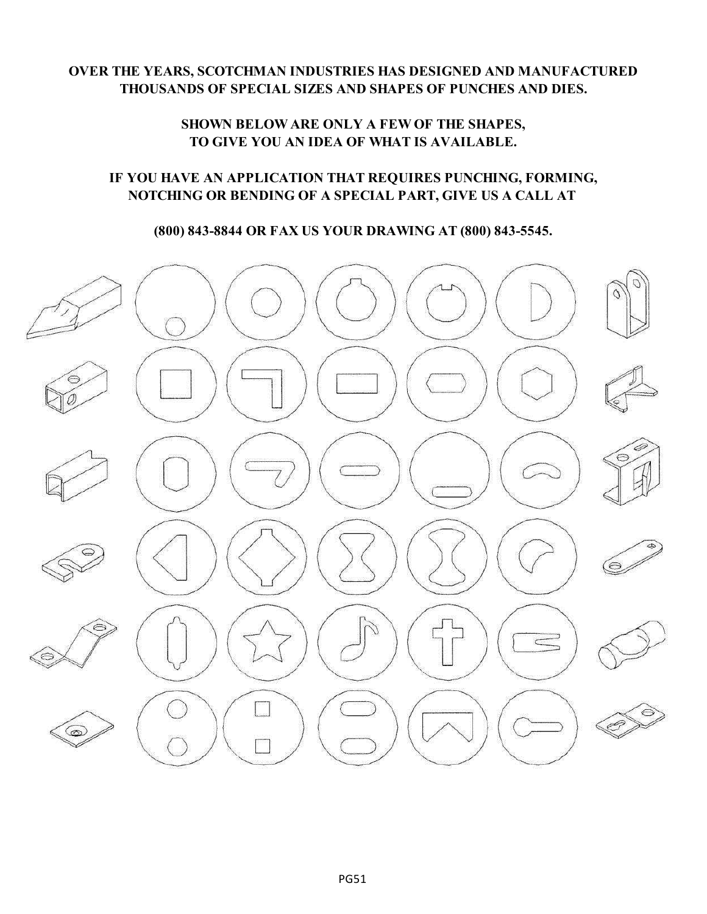**OVER THE YEARS, SCOTCHMAN INDUSTRIES HAS DESIGNED AND MANUFACTURED THOUSANDS OF SPECIAL SIZES AND SHAPES OF PUNCHES AND DIES.**

**SHOWN BELOW ARE ONLY A FEW OF THE SHAPES, TO GIVE YOU AN IDEA OF WHAT IS AVAILABLE.**

**IF YOU HAVE AN APPLICATION THAT REQUIRES PUNCHING, FORMING, NOTCHING OR BENDING OF A SPECIAL PART, GIVE US A CALL AT**

**(800) 843-8844 OR FAX US YOUR DRAWING AT (800) 843-5545.**